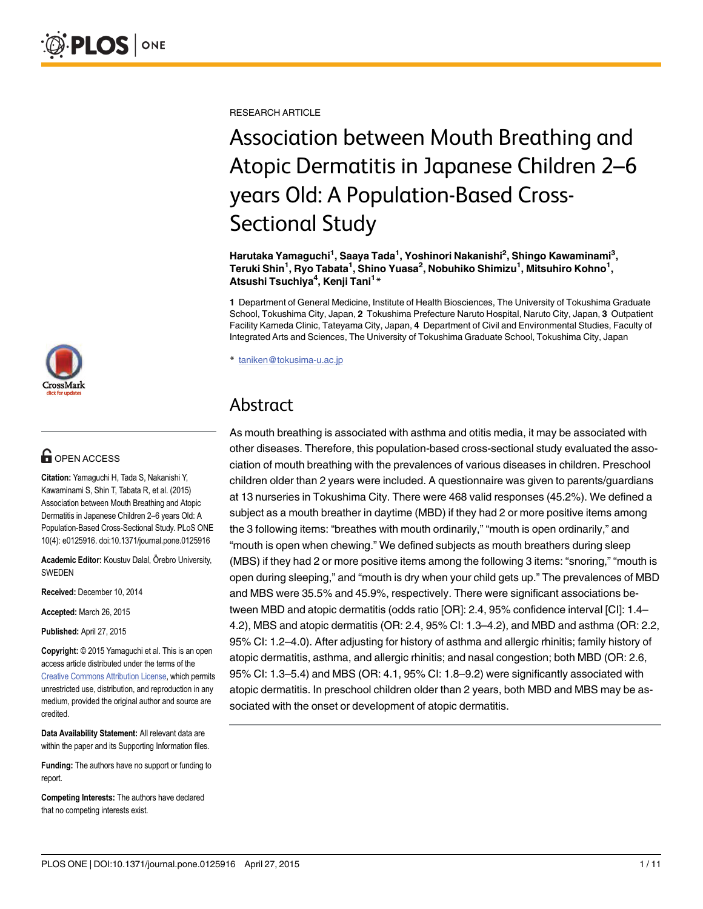RESEARCH ARTICLE

# Association between Mouth Breathing and Atopic Dermatitis in Japanese Children 2–6 years Old: A Population-Based Cross-Sectional Study

**Harutaka Yamaguchi[1], Saaya Tada[1], Yoshinori Nakanishi[2], Shingo Kawaminami[3], Teruki Shin[1], Ryo Tabata[1], Shino Yuasa[2], Nobuhiko Shimizu[1], Mitsuhiro Kohno[1], Atsushi Tsuchiya[4], Kenji Tani[1]***

**1** Department of General Medicine, Institute of Health Biosciences, The University of Tokushima Graduate School, Tokushima City, Japan, **2** Tokushima Prefecture Naruto Hospital, Naruto City, Japan, **3** Outpatient Facility Kameda Clinic, Tateyama City, Japan, **4** Department of Civil and Environmental Studies, Faculty of Integrated Arts and Sciences, The University of Tokushima Graduate School, Tokushima City, Japan

* taniken@tokusima-u.ac.jp

## Abstract

As mouth breathing is associated with asthma and otitis media, it may be associated with other diseases. Therefore, this population-based cross-sectional study evaluated the association of mouth breathing with the prevalences of various diseases in children. Preschool children older than 2 years were included. A questionnaire was given to parents/guardians at 13 nurseries in Tokushima City. There were 468 valid responses (45.2%). We defined a subject as a mouth breather in daytime (MBD) if they had 2 or more positive items among the 3 following items: "breathes with mouth ordinarily," "mouth is open ordinarily," and "mouth is open when chewing." We defined subjects as mouth breathers during sleep (MBS) if they had 2 or more positive items among the following 3 items: "snoring," "mouth is open during sleeping," and "mouth is dry when your child gets up." The prevalences of MBD and MBS were 35.5% and 45.9%, respectively. There were significant associations between MBD and atopic dermatitis (odds ratio [OR]: 2.4, 95% confidence interval [CI]: 1.4–4.2), MBS and atopic dermatitis (OR: 2.4, 95% CI: 1.3–4.2), and MBD and asthma (OR: 2.2, 95% CI: 1.2–4.0). After adjusting for history of asthma and allergic rhinitis; family history of atopic dermatitis, asthma, and allergic rhinitis; and nasal congestion; both MBD (OR: 2.6, 95% CI: 1.3–5.4) and MBS (OR: 4.1, 95% CI: 1.8–9.2) were significantly associated with atopic dermatitis. In preschool children older than 2 years, both MBD and MBS may be associated with the onset or development of atopic dermatitis.

OPEN ACCESS

**Citation:** Yamaguchi H, Tada S, Nakanishi Y, Kawaminami S, Shin T, Tabata R, et al. (2015) Association between Mouth Breathing and Atopic Dermatitis in Japanese Children 2–6 years Old: A Population-Based Cross-Sectional Study. PLoS ONE 10(4): e0125916. doi:10.1371/journal.pone.0125916

**Academic Editor:** Koustuv Dalal, Örebro University, SWEDEN

**Received:** December 10, 2014

**Accepted:** March 26, 2015

**Published:** April 27, 2015

**Copyright:** © 2015 Yamaguchi et al. This is an open access article distributed under the terms of the Creative Commons Attribution License, which permits unrestricted use, distribution, and reproduction in any medium, provided the original author and source are credited.

**Data Availability Statement:** All relevant data are within the paper and its Supporting Information files.

**Funding:** The authors have no support or funding to report.

**Competing Interests:** The authors have declared that no competing interests exist.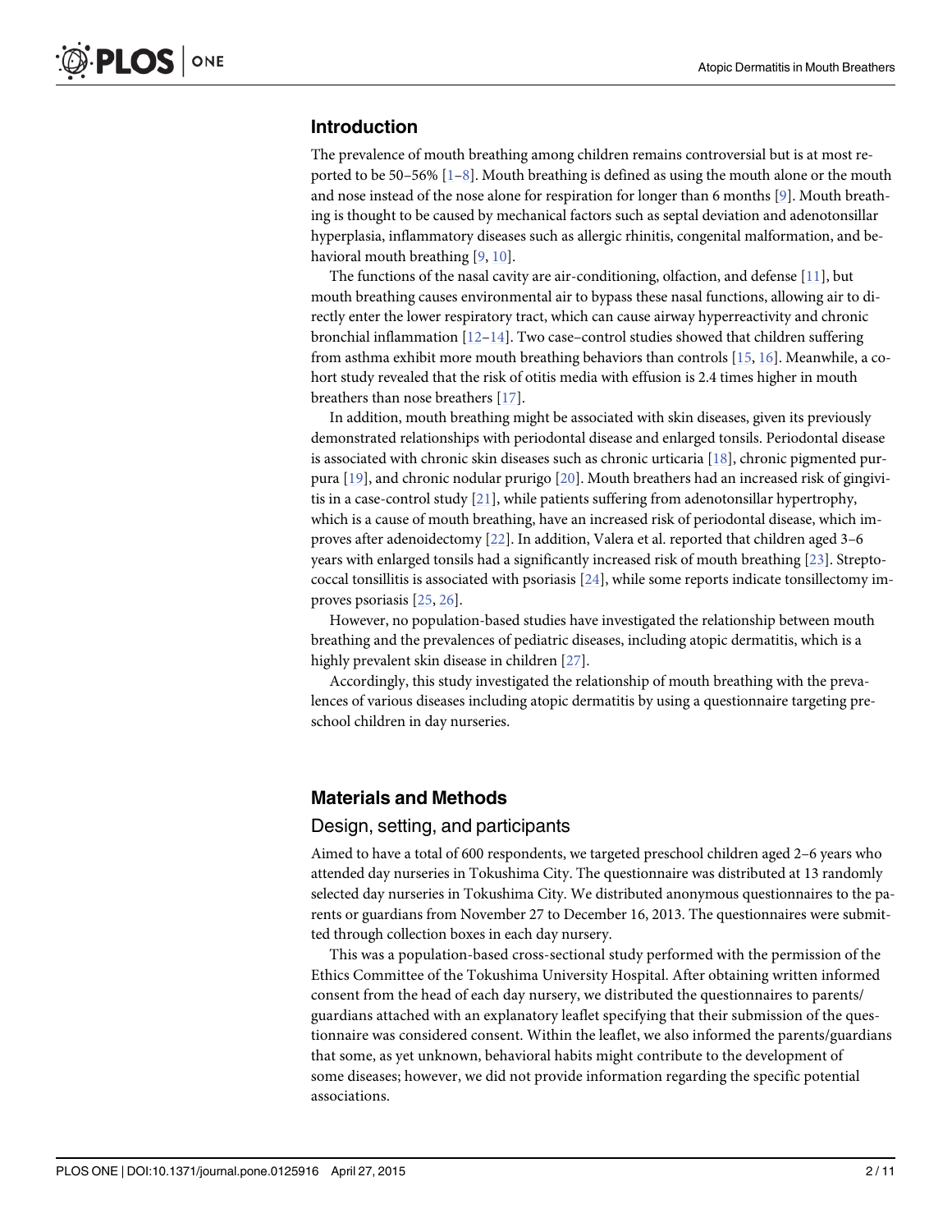## Introduction

The prevalence of mouth breathing among children remains controversial but is at most reported to be 50–56% [1–8]. Mouth breathing is defined as using the mouth alone or the mouth and nose instead of the nose alone for respiration for longer than 6 months [9]. Mouth breathing is thought to be caused by mechanical factors such as septal deviation and adenotonsillar hyperplasia, inflammatory diseases such as allergic rhinitis, congenital malformation, and behavioral mouth breathing [9, 10].

The functions of the nasal cavity are air-conditioning, olfaction, and defense [11], but mouth breathing causes environmental air to bypass these nasal functions, allowing air to directly enter the lower respiratory tract, which can cause airway hyperreactivity and chronic bronchial inflammation [12–14]. Two case–control studies showed that children suffering from asthma exhibit more mouth breathing behaviors than controls [15, 16]. Meanwhile, a cohort study revealed that the risk of otitis media with effusion is 2.4 times higher in mouth breathers than nose breathers [17].

In addition, mouth breathing might be associated with skin diseases, given its previously demonstrated relationships with periodontal disease and enlarged tonsils. Periodontal disease is associated with chronic skin diseases such as chronic urticaria [18], chronic pigmented purpura [19], and chronic nodular prurigo [20]. Mouth breathers had an increased risk of gingivitis in a case-control study [21], while patients suffering from adenotonsillar hypertrophy, which is a cause of mouth breathing, have an increased risk of periodontal disease, which improves after adenoidectomy [22]. In addition, Valera et al. reported that children aged 3–6 years with enlarged tonsils had a significantly increased risk of mouth breathing [23]. Streptococcal tonsillitis is associated with psoriasis [24], while some reports indicate tonsillectomy improves psoriasis [25, 26].

However, no population-based studies have investigated the relationship between mouth breathing and the prevalences of pediatric diseases, including atopic dermatitis, which is a highly prevalent skin disease in children [27].

Accordingly, this study investigated the relationship of mouth breathing with the prevalences of various diseases including atopic dermatitis by using a questionnaire targeting preschool children in day nurseries.

## Materials and Methods

### Design, setting, and participants

Aimed to have a total of 600 respondents, we targeted preschool children aged 2–6 years who attended day nurseries in Tokushima City. The questionnaire was distributed at 13 randomly selected day nurseries in Tokushima City. We distributed anonymous questionnaires to the parents or guardians from November 27 to December 16, 2013. The questionnaires were submitted through collection boxes in each day nursery.

This was a population-based cross-sectional study performed with the permission of the Ethics Committee of the Tokushima University Hospital. After obtaining written informed consent from the head of each day nursery, we distributed the questionnaires to parents/guardians attached with an explanatory leaflet specifying that their submission of the questionnaire was considered consent. Within the leaflet, we also informed the parents/guardians that some, as yet unknown, behavioral habits might contribute to the development of some diseases; however, we did not provide information regarding the specific potential associations.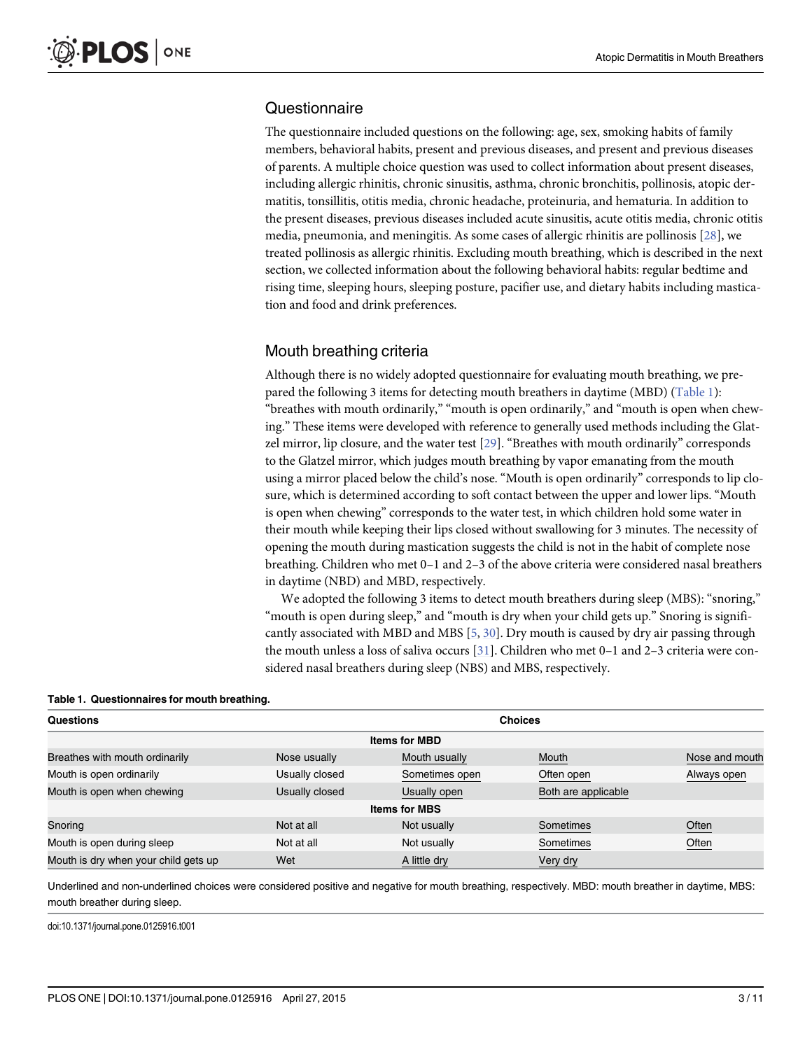## Questionnaire

The questionnaire included questions on the following: age, sex, smoking habits of family members, behavioral habits, present and previous diseases, and present and previous diseases of parents. A multiple choice question was used to collect information about present diseases, including allergic rhinitis, chronic sinusitis, asthma, chronic bronchitis, pollinosis, atopic dermatitis, tonsillitis, otitis media, chronic headache, proteinuria, and hematuria. In addition to the present diseases, previous diseases included acute sinusitis, acute otitis media, chronic otitis media, pneumonia, and meningitis. As some cases of allergic rhinitis are pollinosis [28], we treated pollinosis as allergic rhinitis. Excluding mouth breathing, which is described in the next section, we collected information about the following behavioral habits: regular bedtime and rising time, sleeping hours, sleeping posture, pacifier use, and dietary habits including mastication and food and drink preferences.

## Mouth breathing criteria

Although there is no widely adopted questionnaire for evaluating mouth breathing, we prepared the following 3 items for detecting mouth breathers in daytime (MBD) (Table 1): "breathes with mouth ordinarily," "mouth is open ordinarily," and "mouth is open when chewing." These items were developed with reference to generally used methods including the Glatzel mirror, lip closure, and the water test [29]. "Breathes with mouth ordinarily" corresponds to the Glatzel mirror, which judges mouth breathing by vapor emanating from the mouth using a mirror placed below the child's nose. "Mouth is open ordinarily" corresponds to lip closure, which is determined according to soft contact between the upper and lower lips. "Mouth is open when chewing" corresponds to the water test, in which children hold some water in their mouth while keeping their lips closed without swallowing for 3 minutes. The necessity of opening the mouth during mastication suggests the child is not in the habit of complete nose breathing. Children who met 0–1 and 2–3 of the above criteria were considered nasal breathers in daytime (NBD) and MBD, respectively.

We adopted the following 3 items to detect mouth breathers during sleep (MBS): "snoring," "mouth is open during sleep," and "mouth is dry when your child gets up." Snoring is significantly associated with MBD and MBS [5, 30]. Dry mouth is caused by dry air passing through the mouth unless a loss of saliva occurs [31]. Children who met 0–1 and 2–3 criteria were considered nasal breathers during sleep (NBS) and MBS, respectively.

**Table 1. Questionnaires for mouth breathing.**

| Questions | Choices | | | |
|---|---|---|---|---|
| **Items for MBD** | | | | |
| Breathes with mouth ordinarily | Nose usually | <u>Mouth usually</u> | <u>Mouth</u> | <u>Nose and mouth</u> |
| Mouth is open ordinarily | Usually closed | <u>Sometimes open</u> | <u>Often open</u> | <u>Always open</u> |
| Mouth is open when chewing | Usually closed | <u>Usually open</u> | <u>Both are applicable</u> | |
| **Items for MBS** | | | | |
| Snoring | Not at all | Not usually | <u>Sometimes</u> | <u>Often</u> |
| Mouth is open during sleep | Not at all | Not usually | <u>Sometimes</u> | <u>Often</u> |
| Mouth is dry when your child gets up | Wet | <u>A little dry</u> | <u>Very dry</u> | |

Underlined and non-underlined choices were considered positive and negative for mouth breathing, respectively. MBD: mouth breather in daytime, MBS: mouth breather during sleep.

doi:10.1371/journal.pone.0125916.t001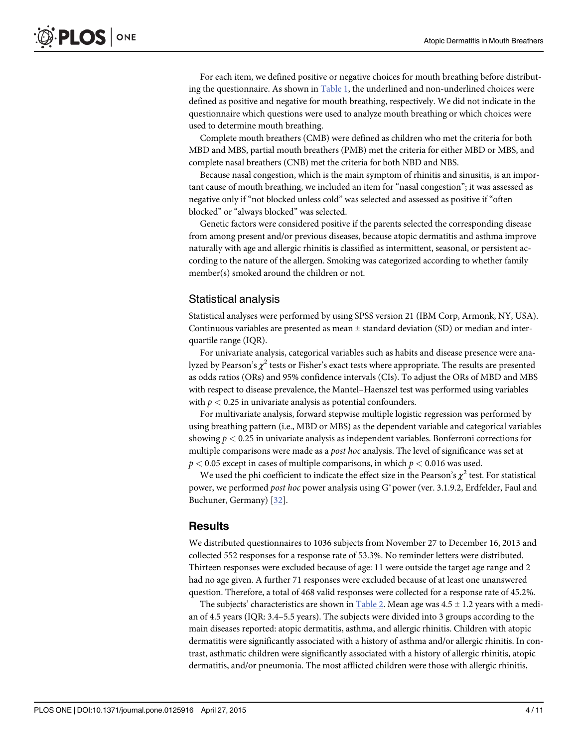For each item, we defined positive or negative choices for mouth breathing before distributing the questionnaire. As shown in Table 1, the underlined and non-underlined choices were defined as positive and negative for mouth breathing, respectively. We did not indicate in the questionnaire which questions were used to analyze mouth breathing or which choices were used to determine mouth breathing.

Complete mouth breathers (CMB) were defined as children who met the criteria for both MBD and MBS, partial mouth breathers (PMB) met the criteria for either MBD or MBS, and complete nasal breathers (CNB) met the criteria for both NBD and NBS.

Because nasal congestion, which is the main symptom of rhinitis and sinusitis, is an important cause of mouth breathing, we included an item for "nasal congestion"; it was assessed as negative only if "not blocked unless cold" was selected and assessed as positive if "often blocked" or "always blocked" was selected.

Genetic factors were considered positive if the parents selected the corresponding disease from among present and/or previous diseases, because atopic dermatitis and asthma improve naturally with age and allergic rhinitis is classified as intermittent, seasonal, or persistent according to the nature of the allergen. Smoking was categorized according to whether family member(s) smoked around the children or not.

## Statistical analysis

Statistical analyses were performed by using SPSS version 21 (IBM Corp, Armonk, NY, USA). Continuous variables are presented as mean ± standard deviation (SD) or median and interquartile range (IQR).

For univariate analysis, categorical variables such as habits and disease presence were analyzed by Pearson's $\chi^2$ tests or Fisher's exact tests where appropriate. The results are presented as odds ratios (ORs) and 95% confidence intervals (CIs). To adjust the ORs of MBD and MBS with respect to disease prevalence, the Mantel–Haenszel test was performed using variables with $p < 0.25$ in univariate analysis as potential confounders.

For multivariate analysis, forward stepwise multiple logistic regression was performed by using breathing pattern (i.e., MBD or MBS) as the dependent variable and categorical variables showing $p < 0.25$ in univariate analysis as independent variables. Bonferroni corrections for multiple comparisons were made as a *post hoc* analysis. The level of significance was set at $p < 0.05$ except in cases of multiple comparisons, in which $p < 0.016$ was used.

We used the phi coefficient to indicate the effect size in the Pearson's $\chi^2$ test. For statistical power, we performed *post hoc* power analysis using G*power (ver. 3.1.9.2, Erdfelder, Faul and Buchuner, Germany) [32].

## Results

We distributed questionnaires to 1036 subjects from November 27 to December 16, 2013 and collected 552 responses for a response rate of 53.3%. No reminder letters were distributed. Thirteen responses were excluded because of age: 11 were outside the target age range and 2 had no age given. A further 71 responses were excluded because of at least one unanswered question. Therefore, a total of 468 valid responses were collected for a response rate of 45.2%.

The subjects' characteristics are shown in Table 2. Mean age was 4.5 ± 1.2 years with a median of 4.5 years (IQR: 3.4–5.5 years). The subjects were divided into 3 groups according to the main diseases reported: atopic dermatitis, asthma, and allergic rhinitis. Children with atopic dermatitis were significantly associated with a history of asthma and/or allergic rhinitis. In contrast, asthmatic children were significantly associated with a history of allergic rhinitis, atopic dermatitis, and/or pneumonia. The most afflicted children were those with allergic rhinitis,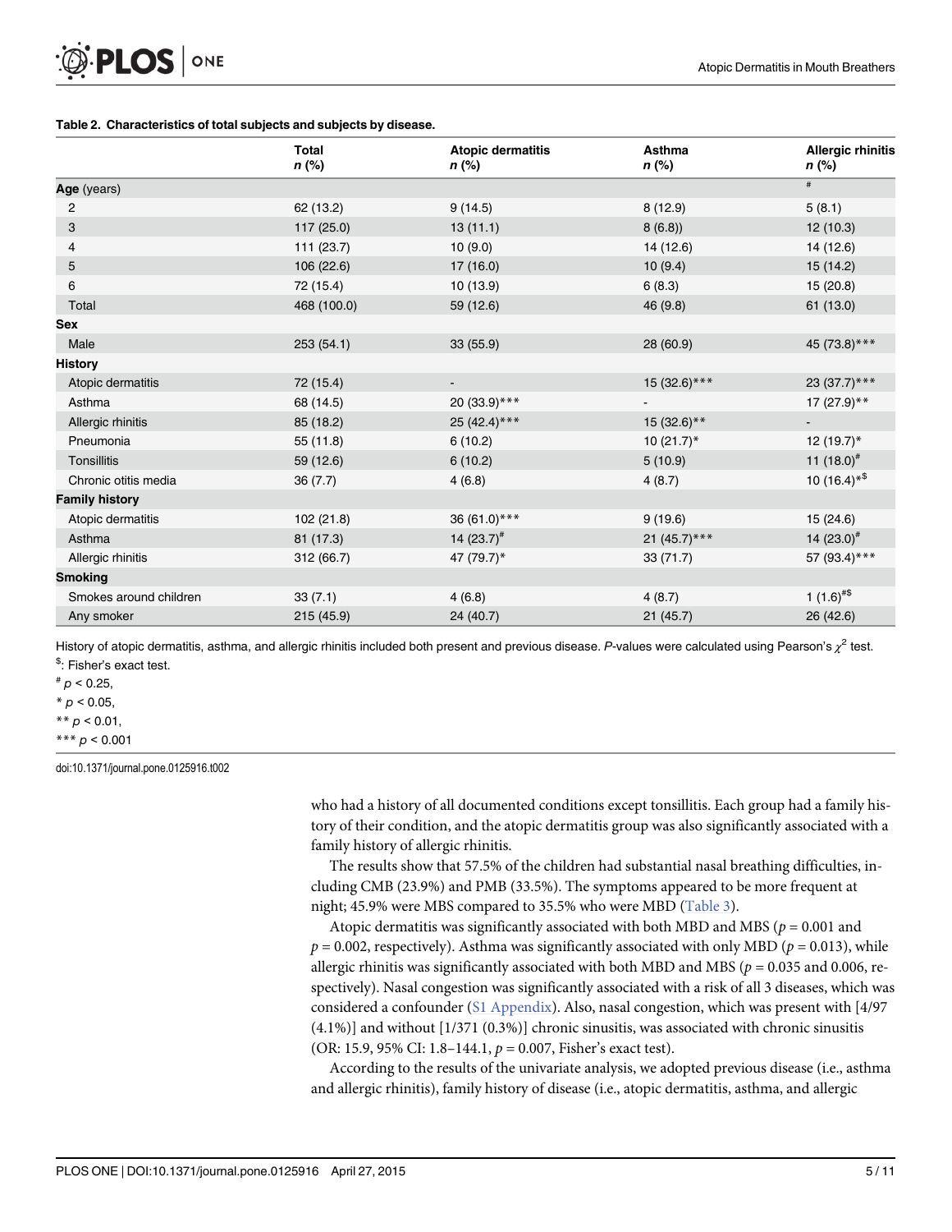**Table 2. Characteristics of total subjects and subjects by disease.**

| | Total n (%) | Atopic dermatitis n (%) | Asthma n (%) | Allergic rhinitis n (%) |
|---|---|---|---|---|
| **Age** (years) | | | | # |
| 2 | 62 (13.2) | 9 (14.5) | 8 (12.9) | 5 (8.1) |
| 3 | 117 (25.0) | 13 (11.1) | 8 (6.8)) | 12 (10.3) |
| 4 | 111 (23.7) | 10 (9.0) | 14 (12.6) | 14 (12.6) |
| 5 | 106 (22.6) | 17 (16.0) | 10 (9.4) | 15 (14.2) |
| 6 | 72 (15.4) | 10 (13.9) | 6 (8.3) | 15 (20.8) |
| Total | 468 (100.0) | 59 (12.6) | 46 (9.8) | 61 (13.0) |
| **Sex** | | | | |
| Male | 253 (54.1) | 33 (55.9) | 28 (60.9) | 45 (73.8)*** |
| **History** | | | | |
| Atopic dermatitis | 72 (15.4) | - | 15 (32.6)*** | 23 (37.7)*** |
| Asthma | 68 (14.5) | 20 (33.9)*** | - | 17 (27.9)** |
| Allergic rhinitis | 85 (18.2) | 25 (42.4)*** | 15 (32.6)** | - |
| Pneumonia | 55 (11.8) | 6 (10.2) | 10 (21.7)* | 12 (19.7)* |
| Tonsillitis | 59 (12.6) | 6 (10.2) | 5 (10.9) | 11 (18.0)# |
| Chronic otitis media | 36 (7.7) | 4 (6.8) | 4 (8.7) | 10 (16.4)*$ |
| **Family history** | | | | |
| Atopic dermatitis | 102 (21.8) | 36 (61.0)*** | 9 (19.6) | 15 (24.6) |
| Asthma | 81 (17.3) | 14 (23.7)# | 21 (45.7)*** | 14 (23.0)# |
| Allergic rhinitis | 312 (66.7) | 47 (79.7)* | 33 (71.7) | 57 (93.4)*** |
| **Smoking** | | | | |
| Smokes around children | 33 (7.1) | 4 (6.8) | 4 (8.7) | 1 (1.6)#$ |
| Any smoker | 215 (45.9) | 24 (40.7) | 21 (45.7) | 26 (42.6) |

History of atopic dermatitis, asthma, and allergic rhinitis included both present and previous disease. *P*-values were calculated using Pearson's $\chi^2$ test.

$: Fisher's exact test.

# $p < 0.25$,

* $p < 0.05$,

** $p < 0.01$,

*** $p < 0.001$

doi:10.1371/journal.pone.0125916.t002

who had a history of all documented conditions except tonsillitis. Each group had a family history of their condition, and the atopic dermatitis group was also significantly associated with a family history of allergic rhinitis.

The results show that 57.5% of the children had substantial nasal breathing difficulties, including CMB (23.9%) and PMB (33.5%). The symptoms appeared to be more frequent at night; 45.9% were MBS compared to 35.5% who were MBD (Table 3).

Atopic dermatitis was significantly associated with both MBD and MBS ($p = 0.001$ and $p = 0.002$, respectively). Asthma was significantly associated with only MBD ($p = 0.013$), while allergic rhinitis was significantly associated with both MBD and MBS ($p = 0.035$ and 0.006, respectively). Nasal congestion was significantly associated with a risk of all 3 diseases, which was considered a confounder (S1 Appendix). Also, nasal congestion, which was present with [4/97 (4.1%)] and without [1/371 (0.3%)] chronic sinusitis, was associated with chronic sinusitis (OR: 15.9, 95% CI: 1.8–144.1, $p = 0.007$, Fisher's exact test).

According to the results of the univariate analysis, we adopted previous disease (i.e., asthma and allergic rhinitis), family history of disease (i.e., atopic dermatitis, asthma, and allergic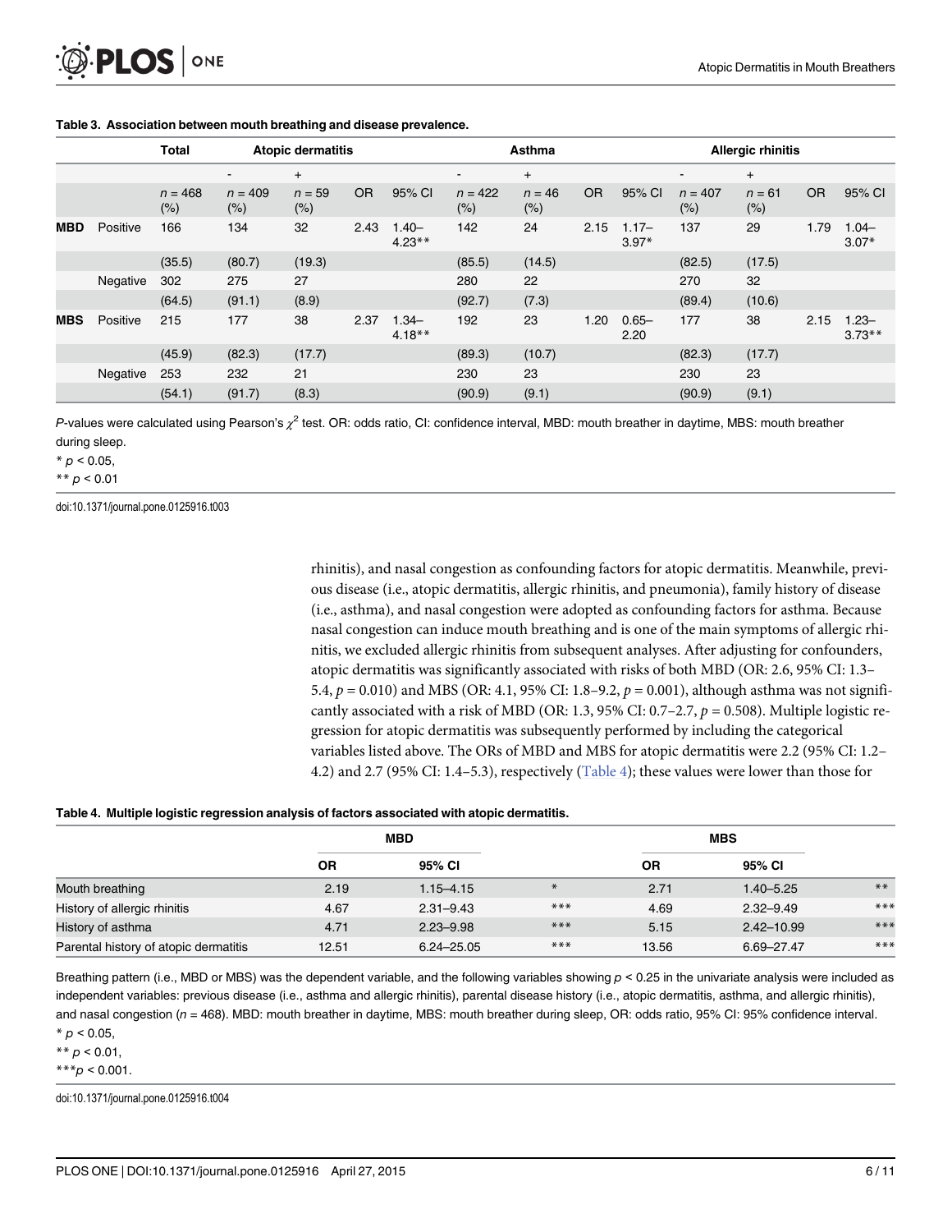**Table 3. Association between mouth breathing and disease prevalence.**

| | | Total | Atopic dermatitis | | | | Asthma | | | | Allergic rhinitis | | | |
|---|---|---|---|---|---|---|---|---|---|---|---|---|---|---|
| | | | - | + | | | - | + | | | - | + | | |
| | | $n = 468$ (%) | $n = 409$ (%) | $n = 59$ (%) | OR | 95% CI | $n = 422$ (%) | $n = 46$ (%) | OR | 95% CI | $n = 407$ (%) | $n = 61$ (%) | OR | 95% CI |
| **MBD** | Positive | 166 | 134 | 32 | 2.43 | 1.40–4.23** | 142 | 24 | 2.15 | 1.17–3.97* | 137 | 29 | 1.79 | 1.04–3.07* |
| | | (35.5) | (80.7) | (19.3) | | | (85.5) | (14.5) | | | (82.5) | (17.5) | | |
| | Negative | 302 | 275 | 27 | | | 280 | 22 | | | 270 | 32 | | |
| | | (64.5) | (91.1) | (8.9) | | | (92.7) | (7.3) | | | (89.4) | (10.6) | | |
| **MBS** | Positive | 215 | 177 | 38 | 2.37 | 1.34–4.18** | 192 | 23 | 1.20 | 0.65–2.20 | 177 | 38 | 2.15 | 1.23–3.73** |
| | | (45.9) | (82.3) | (17.7) | | | (89.3) | (10.7) | | | (82.3) | (17.7) | | |
| | Negative | 253 | 232 | 21 | | | 230 | 23 | | | 230 | 23 | | |
| | | (54.1) | (91.7) | (8.3) | | | (90.9) | (9.1) | | | (90.9) | (9.1) | | |

*P*-values were calculated using Pearson's $\chi^2$ test. OR: odds ratio, CI: confidence interval, MBD: mouth breather in daytime, MBS: mouth breather during sleep.

* $p < 0.05$,

** $p < 0.01$

doi:10.1371/journal.pone.0125916.t003

rhinitis), and nasal congestion as confounding factors for atopic dermatitis. Meanwhile, previous disease (i.e., atopic dermatitis, allergic rhinitis, and pneumonia), family history of disease (i.e., asthma), and nasal congestion were adopted as confounding factors for asthma. Because nasal congestion can induce mouth breathing and is one of the main symptoms of allergic rhinitis, we excluded allergic rhinitis from subsequent analyses. After adjusting for confounders, atopic dermatitis was significantly associated with risks of both MBD (OR: 2.6, 95% CI: 1.3–5.4, $p = 0.010$) and MBS (OR: 4.1, 95% CI: 1.8–9.2, $p = 0.001$), although asthma was not significantly associated with a risk of MBD (OR: 1.3, 95% CI: 0.7–2.7, $p = 0.508$). Multiple logistic regression for atopic dermatitis was subsequently performed by including the categorical variables listed above. The ORs of MBD and MBS for atopic dermatitis were 2.2 (95% CI: 1.2–4.2) and 2.7 (95% CI: 1.4–5.3), respectively (Table 4); these values were lower than those for

**Table 4. Multiple logistic regression analysis of factors associated with atopic dermatitis.**

| | MBD | | | MBS | | |
|---|---|---|---|---|---|---|
| | OR | 95% CI | | OR | 95% CI | |
| Mouth breathing | 2.19 | 1.15–4.15 | * | 2.71 | 1.40–5.25 | ** |
| History of allergic rhinitis | 4.67 | 2.31–9.43 | *** | 4.69 | 2.32–9.49 | *** |
| History of asthma | 4.71 | 2.23–9.98 | *** | 5.15 | 2.42–10.99 | *** |
| Parental history of atopic dermatitis | 12.51 | 6.24–25.05 | *** | 13.56 | 6.69–27.47 | *** |

Breathing pattern (i.e., MBD or MBS) was the dependent variable, and the following variables showing $p < 0.25$ in the univariate analysis were included as independent variables: previous disease (i.e., asthma and allergic rhinitis), parental disease history (i.e., atopic dermatitis, asthma, and allergic rhinitis), and nasal congestion ($n = 468$). MBD: mouth breather in daytime, MBS: mouth breather during sleep, OR: odds ratio, 95% CI: 95% confidence interval.

* $p < 0.05$,

** $p < 0.01$,

*** $p < 0.001$.

doi:10.1371/journal.pone.0125916.t004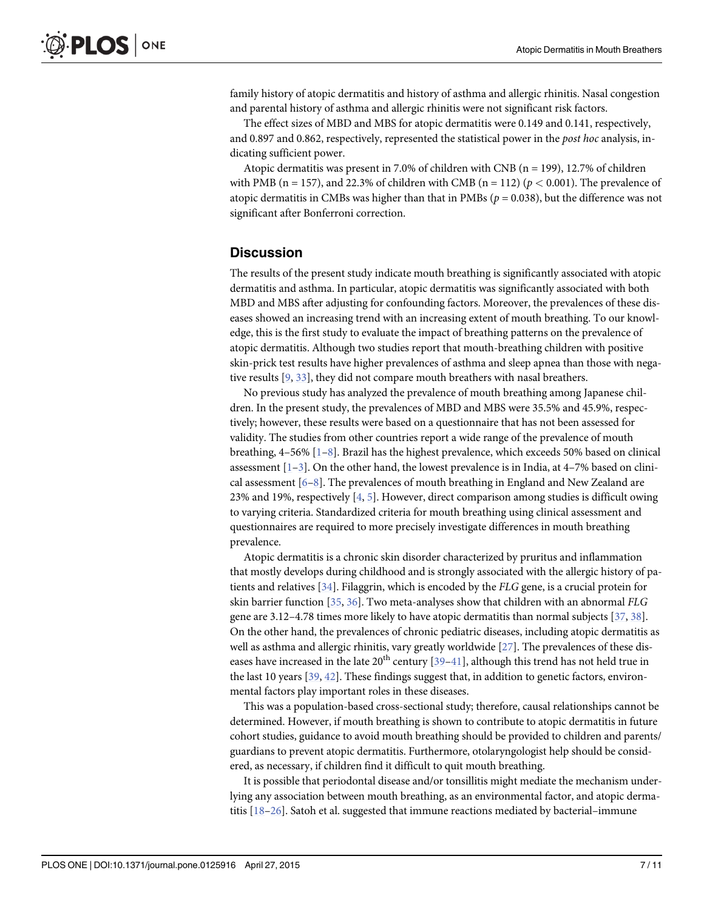family history of atopic dermatitis and history of asthma and allergic rhinitis. Nasal congestion and parental history of asthma and allergic rhinitis were not significant risk factors.

The effect sizes of MBD and MBS for atopic dermatitis were 0.149 and 0.141, respectively, and 0.897 and 0.862, respectively, represented the statistical power in the *post hoc* analysis, indicating sufficient power.

Atopic dermatitis was present in 7.0% of children with CNB (n = 199), 12.7% of children with PMB (n = 157), and 22.3% of children with CMB (n = 112) ($p < 0.001$). The prevalence of atopic dermatitis in CMBs was higher than that in PMBs ($p = 0.038$), but the difference was not significant after Bonferroni correction.

## Discussion

The results of the present study indicate mouth breathing is significantly associated with atopic dermatitis and asthma. In particular, atopic dermatitis was significantly associated with both MBD and MBS after adjusting for confounding factors. Moreover, the prevalences of these diseases showed an increasing trend with an increasing extent of mouth breathing. To our knowledge, this is the first study to evaluate the impact of breathing patterns on the prevalence of atopic dermatitis. Although two studies report that mouth-breathing children with positive skin-prick test results have higher prevalences of asthma and sleep apnea than those with negative results [9, 33], they did not compare mouth breathers with nasal breathers.

No previous study has analyzed the prevalence of mouth breathing among Japanese children. In the present study, the prevalences of MBD and MBS were 35.5% and 45.9%, respectively; however, these results were based on a questionnaire that has not been assessed for validity. The studies from other countries report a wide range of the prevalence of mouth breathing, 4–56% [1–8]. Brazil has the highest prevalence, which exceeds 50% based on clinical assessment [1–3]. On the other hand, the lowest prevalence is in India, at 4–7% based on clinical assessment [6–8]. The prevalences of mouth breathing in England and New Zealand are 23% and 19%, respectively [4, 5]. However, direct comparison among studies is difficult owing to varying criteria. Standardized criteria for mouth breathing using clinical assessment and questionnaires are required to more precisely investigate differences in mouth breathing prevalence.

Atopic dermatitis is a chronic skin disorder characterized by pruritus and inflammation that mostly develops during childhood and is strongly associated with the allergic history of patients and relatives [34]. Filaggrin, which is encoded by the *FLG* gene, is a crucial protein for skin barrier function [35, 36]. Two meta-analyses show that children with an abnormal *FLG* gene are 3.12–4.78 times more likely to have atopic dermatitis than normal subjects [37, 38]. On the other hand, the prevalences of chronic pediatric diseases, including atopic dermatitis as well as asthma and allergic rhinitis, vary greatly worldwide [27]. The prevalences of these diseases have increased in the late 20th century [39–41], although this trend has not held true in the last 10 years [39, 42]. These findings suggest that, in addition to genetic factors, environmental factors play important roles in these diseases.

This was a population-based cross-sectional study; therefore, causal relationships cannot be determined. However, if mouth breathing is shown to contribute to atopic dermatitis in future cohort studies, guidance to avoid mouth breathing should be provided to children and parents/guardians to prevent atopic dermatitis. Furthermore, otolaryngologist help should be considered, as necessary, if children find it difficult to quit mouth breathing.

It is possible that periodontal disease and/or tonsillitis might mediate the mechanism underlying any association between mouth breathing, as an environmental factor, and atopic dermatitis [18–26]. Satoh et al. suggested that immune reactions mediated by bacterial–immune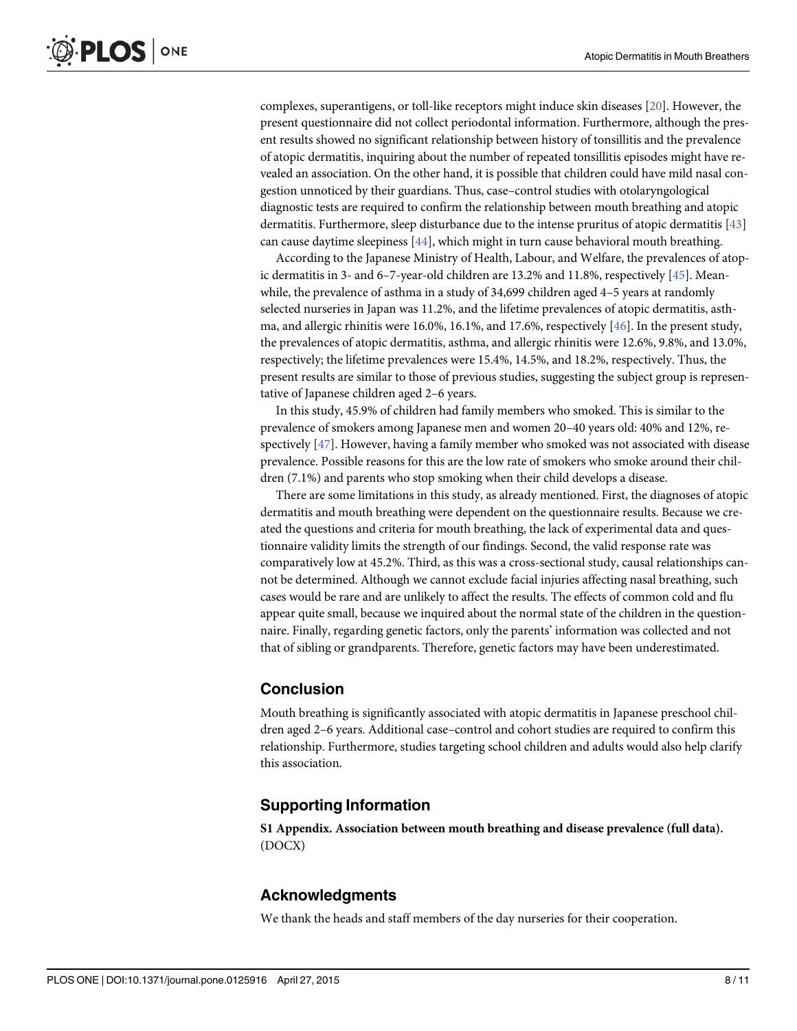complexes, superantigens, or toll-like receptors might induce skin diseases [20]. However, the present questionnaire did not collect periodontal information. Furthermore, although the present results showed no significant relationship between history of tonsillitis and the prevalence of atopic dermatitis, inquiring about the number of repeated tonsillitis episodes might have revealed an association. On the other hand, it is possible that children could have mild nasal congestion unnoticed by their guardians. Thus, case–control studies with otolaryngological diagnostic tests are required to confirm the relationship between mouth breathing and atopic dermatitis. Furthermore, sleep disturbance due to the intense pruritus of atopic dermatitis [43] can cause daytime sleepiness [44], which might in turn cause behavioral mouth breathing.

According to the Japanese Ministry of Health, Labour, and Welfare, the prevalences of atopic dermatitis in 3- and 6–7-year-old children are 13.2% and 11.8%, respectively [45]. Meanwhile, the prevalence of asthma in a study of 34,699 children aged 4–5 years at randomly selected nurseries in Japan was 11.2%, and the lifetime prevalences of atopic dermatitis, asthma, and allergic rhinitis were 16.0%, 16.1%, and 17.6%, respectively [46]. In the present study, the prevalences of atopic dermatitis, asthma, and allergic rhinitis were 12.6%, 9.8%, and 13.0%, respectively; the lifetime prevalences were 15.4%, 14.5%, and 18.2%, respectively. Thus, the present results are similar to those of previous studies, suggesting the subject group is representative of Japanese children aged 2–6 years.

In this study, 45.9% of children had family members who smoked. This is similar to the prevalence of smokers among Japanese men and women 20–40 years old: 40% and 12%, respectively [47]. However, having a family member who smoked was not associated with disease prevalence. Possible reasons for this are the low rate of smokers who smoke around their children (7.1%) and parents who stop smoking when their child develops a disease.

There are some limitations in this study, as already mentioned. First, the diagnoses of atopic dermatitis and mouth breathing were dependent on the questionnaire results. Because we created the questions and criteria for mouth breathing, the lack of experimental data and questionnaire validity limits the strength of our findings. Second, the valid response rate was comparatively low at 45.2%. Third, as this was a cross-sectional study, causal relationships cannot be determined. Although we cannot exclude facial injuries affecting nasal breathing, such cases would be rare and are unlikely to affect the results. The effects of common cold and flu appear quite small, because we inquired about the normal state of the children in the questionnaire. Finally, regarding genetic factors, only the parents' information was collected and not that of sibling or grandparents. Therefore, genetic factors may have been underestimated.

## Conclusion

Mouth breathing is significantly associated with atopic dermatitis in Japanese preschool children aged 2–6 years. Additional case–control and cohort studies are required to confirm this relationship. Furthermore, studies targeting school children and adults would also help clarify this association.

## Supporting Information

**S1 Appendix. Association between mouth breathing and disease prevalence (full data).** (DOCX)

## Acknowledgments

We thank the heads and staff members of the day nurseries for their cooperation.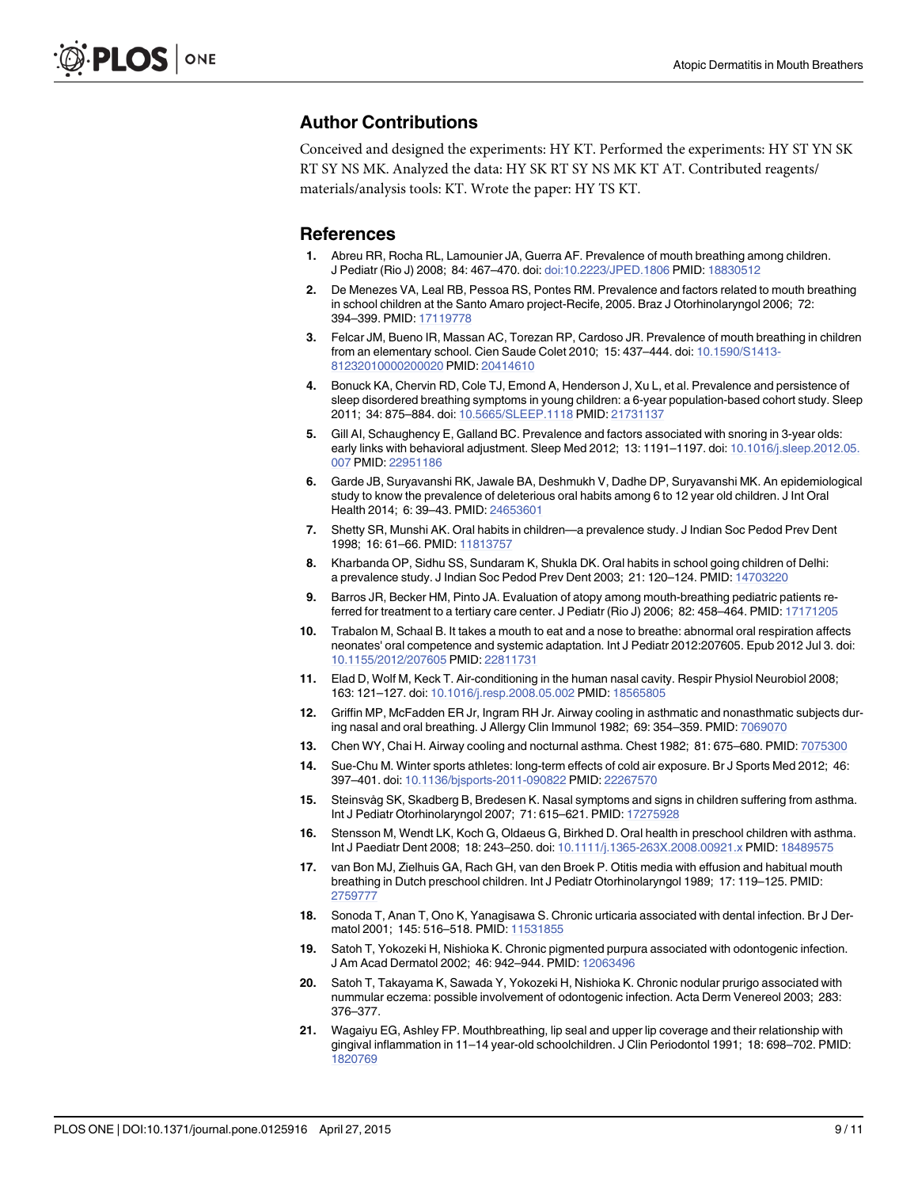## Author Contributions

Conceived and designed the experiments: HY KT. Performed the experiments: HY ST YN SK RT SY NS MK. Analyzed the data: HY SK RT SY NS MK KT AT. Contributed reagents/materials/analysis tools: KT. Wrote the paper: HY TS KT.

## References

1. Abreu RR, Rocha RL, Lamounier JA, Guerra AF. Prevalence of mouth breathing among children. J Pediatr (Rio J) 2008; 84: 467–470. doi: doi:10.2223/JPED.1806 PMID: 18830512
2. De Menezes VA, Leal RB, Pessoa RS, Pontes RM. Prevalence and factors related to mouth breathing in school children at the Santo Amaro project-Recife, 2005. Braz J Otorhinolaryngol 2006; 72: 394–399. PMID: 17119778
3. Felcar JM, Bueno IR, Massan AC, Torezan RP, Cardoso JR. Prevalence of mouth breathing in children from an elementary school. Cien Saude Colet 2010; 15: 437–444. doi: 10.1590/S1413-81232010000200020 PMID: 20414610
4. Bonuck KA, Chervin RD, Cole TJ, Emond A, Henderson J, Xu L, et al. Prevalence and persistence of sleep disordered breathing symptoms in young children: a 6-year population-based cohort study. Sleep 2011; 34: 875–884. doi: 10.5665/SLEEP.1118 PMID: 21731137
5. Gill AI, Schaughency E, Galland BC. Prevalence and factors associated with snoring in 3-year olds: early links with behavioral adjustment. Sleep Med 2012; 13: 1191–1197. doi: 10.1016/j.sleep.2012.05.007 PMID: 22951186
6. Garde JB, Suryavanshi RK, Jawale BA, Deshmukh V, Dadhe DP, Suryavanshi MK. An epidemiological study to know the prevalence of deleterious oral habits among 6 to 12 year old children. J Int Oral Health 2014; 6: 39–43. PMID: 24653601
7. Shetty SR, Munshi AK. Oral habits in children—a prevalence study. J Indian Soc Pedod Prev Dent 1998; 16: 61–66. PMID: 11813757
8. Kharbanda OP, Sidhu SS, Sundaram K, Shukla DK. Oral habits in school going children of Delhi: a prevalence study. J Indian Soc Pedod Prev Dent 2003; 21: 120–124. PMID: 14703220
9. Barros JR, Becker HM, Pinto JA. Evaluation of atopy among mouth-breathing pediatric patients referred for treatment to a tertiary care center. J Pediatr (Rio J) 2006; 82: 458–464. PMID: 17171205
10. Trabalon M, Schaal B. It takes a mouth to eat and a nose to breathe: abnormal oral respiration affects neonates' oral competence and systemic adaptation. Int J Pediatr 2012:207605. Epub 2012 Jul 3. doi: 10.1155/2012/207605 PMID: 22811731
11. Elad D, Wolf M, Keck T. Air-conditioning in the human nasal cavity. Respir Physiol Neurobiol 2008; 163: 121–127. doi: 10.1016/j.resp.2008.05.002 PMID: 18565805
12. Griffin MP, McFadden ER Jr, Ingram RH Jr. Airway cooling in asthmatic and nonasthmatic subjects during nasal and oral breathing. J Allergy Clin Immunol 1982; 69: 354–359. PMID: 7069070
13. Chen WY, Chai H. Airway cooling and nocturnal asthma. Chest 1982; 81: 675–680. PMID: 7075300
14. Sue-Chu M. Winter sports athletes: long-term effects of cold air exposure. Br J Sports Med 2012; 46: 397–401. doi: 10.1136/bjsports-2011-090822 PMID: 22267570
15. Steinsvåg SK, Skadberg B, Bredesen K. Nasal symptoms and signs in children suffering from asthma. Int J Pediatr Otorhinolaryngol 2007; 71: 615–621. PMID: 17275928
16. Stensson M, Wendt LK, Koch G, Oldaeus G, Birkhed D. Oral health in preschool children with asthma. Int J Paediatr Dent 2008; 18: 243–250. doi: 10.1111/j.1365-263X.2008.00921.x PMID: 18489575
17. van Bon MJ, Zielhuis GA, Rach GH, van den Broek P. Otitis media with effusion and habitual mouth breathing in Dutch preschool children. Int J Pediatr Otorhinolaryngol 1989; 17: 119–125. PMID: 2759777
18. Sonoda T, Anan T, Ono K, Yanagisawa S. Chronic urticaria associated with dental infection. Br J Dermatol 2001; 145: 516–518. PMID: 11531855
19. Satoh T, Yokozeki H, Nishioka K. Chronic pigmented purpura associated with odontogenic infection. J Am Acad Dermatol 2002; 46: 942–944. PMID: 12063496
20. Satoh T, Takayama K, Sawada Y, Yokozeki H, Nishioka K. Chronic nodular prurigo associated with nummular eczema: possible involvement of odontogenic infection. Acta Derm Venereol 2003; 283: 376–377.
21. Wagaiyu EG, Ashley FP. Mouthbreathing, lip seal and upper lip coverage and their relationship with gingival inflammation in 11–14 year-old schoolchildren. J Clin Periodontol 1991; 18: 698–702. PMID: 1820769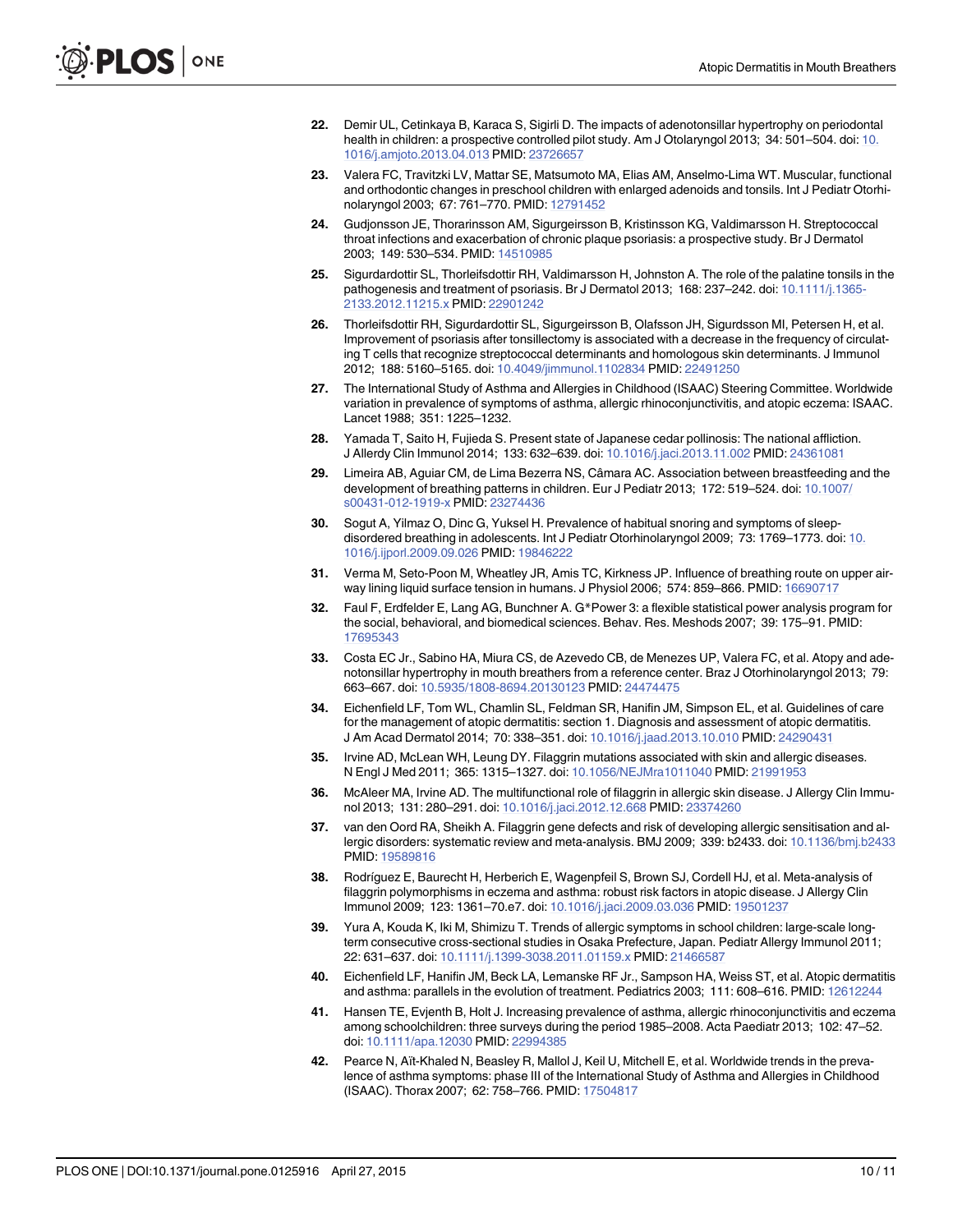22. Demir UL, Cetinkaya B, Karaca S, Sigirli D. The impacts of adenotonsillar hypertrophy on periodontal health in children: a prospective controlled pilot study. Am J Otolaryngol 2013; 34: 501–504. doi: 10.1016/j.amjoto.2013.04.013 PMID: 23726657

23. Valera FC, Travitzki LV, Mattar SE, Matsumoto MA, Elias AM, Anselmo-Lima WT. Muscular, functional and orthodontic changes in preschool children with enlarged adenoids and tonsils. Int J Pediatr Otorhinolaryngol 2003; 67: 761–770. PMID: 12791452

24. Gudjonsson JE, Thorarinsson AM, Sigurgeirsson B, Kristinsson KG, Valdimarsson H. Streptococcal throat infections and exacerbation of chronic plaque psoriasis: a prospective study. Br J Dermatol 2003; 149: 530–534. PMID: 14510985

25. Sigurdardottir SL, Thorleifsdottir RH, Valdimarsson H, Johnston A. The role of the palatine tonsils in the pathogenesis and treatment of psoriasis. Br J Dermatol 2013; 168: 237–242. doi: 10.1111/j.1365-2133.2012.11215.x PMID: 22901242

26. Thorleifsdottir RH, Sigurdardottir SL, Sigurgeirsson B, Olafsson JH, Sigurdsson MI, Petersen H, et al. Improvement of psoriasis after tonsillectomy is associated with a decrease in the frequency of circulating T cells that recognize streptococcal determinants and homologous skin determinants. J Immunol 2012; 188: 5160–5165. doi: 10.4049/jimmunol.1102834 PMID: 22491250

27. The International Study of Asthma and Allergies in Childhood (ISAAC) Steering Committee. Worldwide variation in prevalence of symptoms of asthma, allergic rhinoconjunctivitis, and atopic eczema: ISAAC. Lancet 1988; 351: 1225–1232.

28. Yamada T, Saito H, Fujieda S. Present state of Japanese cedar pollinosis: The national affliction. J Allerdy Clin Immunol 2014; 133: 632–639. doi: 10.1016/j.jaci.2013.11.002 PMID: 24361081

29. Limeira AB, Aguiar CM, de Lima Bezerra NS, Câmara AC. Association between breastfeeding and the development of breathing patterns in children. Eur J Pediatr 2013; 172: 519–524. doi: 10.1007/s00431-012-1919-x PMID: 23274436

30. Sogut A, Yilmaz O, Dinc G, Yuksel H. Prevalence of habitual snoring and symptoms of sleep-disordered breathing in adolescents. Int J Pediatr Otorhinolaryngol 2009; 73: 1769–1773. doi: 10.1016/j.ijporl.2009.09.026 PMID: 19846222

31. Verma M, Seto-Poon M, Wheatley JR, Amis TC, Kirkness JP. Influence of breathing route on upper airway lining liquid surface tension in humans. J Physiol 2006; 574: 859–866. PMID: 16690717

32. Faul F, Erdfelder E, Lang AG, Bunchner A. G*Power 3: a flexible statistical power analysis program for the social, behavioral, and biomedical sciences. Behav. Res. Meshods 2007; 39: 175–91. PMID: 17695343

33. Costa EC Jr., Sabino HA, Miura CS, de Azevedo CB, de Menezes UP, Valera FC, et al. Atopy and adenotonsillar hypertrophy in mouth breathers from a reference center. Braz J Otorhinolaryngol 2013; 79: 663–667. doi: 10.5935/1808-8694.20130123 PMID: 24474475

34. Eichenfield LF, Tom WL, Chamlin SL, Feldman SR, Hanifin JM, Simpson EL, et al. Guidelines of care for the management of atopic dermatitis: section 1. Diagnosis and assessment of atopic dermatitis. J Am Acad Dermatol 2014; 70: 338–351. doi: 10.1016/j.jaad.2013.10.010 PMID: 24290431

35. Irvine AD, McLean WH, Leung DY. Filaggrin mutations associated with skin and allergic diseases. N Engl J Med 2011; 365: 1315–1327. doi: 10.1056/NEJMra1011040 PMID: 21991953

36. McAleer MA, Irvine AD. The multifunctional role of filaggrin in allergic skin disease. J Allergy Clin Immunol 2013; 131: 280–291. doi: 10.1016/j.jaci.2012.12.668 PMID: 23374260

37. van den Oord RA, Sheikh A. Filaggrin gene defects and risk of developing allergic sensitisation and allergic disorders: systematic review and meta-analysis. BMJ 2009; 339: b2433. doi: 10.1136/bmj.b2433 PMID: 19589816

38. Rodríguez E, Baurecht H, Herberich E, Wagenpfeil S, Brown SJ, Cordell HJ, et al. Meta-analysis of filaggrin polymorphisms in eczema and asthma: robust risk factors in atopic disease. J Allergy Clin Immunol 2009; 123: 1361–70.e7. doi: 10.1016/j.jaci.2009.03.036 PMID: 19501237

39. Yura A, Kouda K, Iki M, Shimizu T. Trends of allergic symptoms in school children: large-scale long-term consecutive cross-sectional studies in Osaka Prefecture, Japan. Pediatr Allergy Immunol 2011; 22: 631–637. doi: 10.1111/j.1399-3038.2011.01159.x PMID: 21466587

40. Eichenfield LF, Hanifin JM, Beck LA, Lemanske RF Jr., Sampson HA, Weiss ST, et al. Atopic dermatitis and asthma: parallels in the evolution of treatment. Pediatrics 2003; 111: 608–616. PMID: 12612244

41. Hansen TE, Evjenth B, Holt J. Increasing prevalence of asthma, allergic rhinoconjunctivitis and eczema among schoolchildren: three surveys during the period 1985–2008. Acta Paediatr 2013; 102: 47–52. doi: 10.1111/apa.12030 PMID: 22994385

42. Pearce N, Aït-Khaled N, Beasley R, Mallol J, Keil U, Mitchell E, et al. Worldwide trends in the prevalence of asthma symptoms: phase III of the International Study of Asthma and Allergies in Childhood (ISAAC). Thorax 2007; 62: 758–766. PMID: 17504817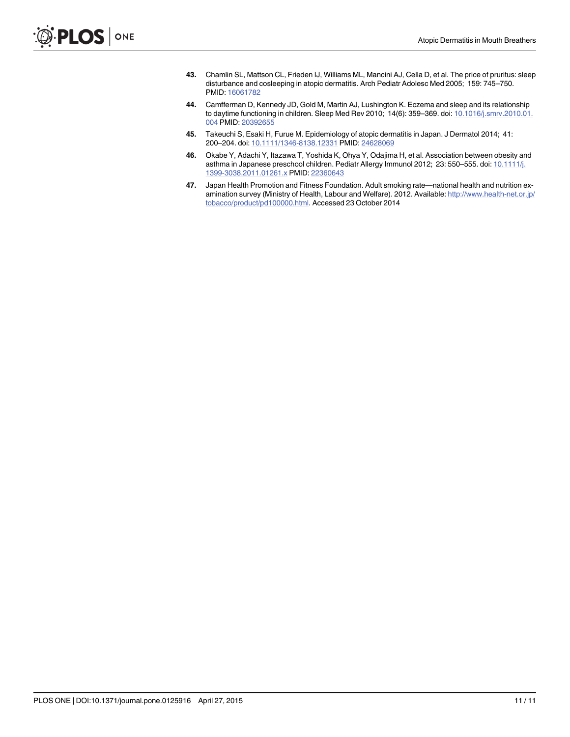43. Chamlin SL, Mattson CL, Frieden IJ, Williams ML, Mancini AJ, Cella D, et al. The price of pruritus: sleep disturbance and cosleeping in atopic dermatitis. Arch Pediatr Adolesc Med 2005; 159: 745–750. PMID: 16061782

44. Camfferman D, Kennedy JD, Gold M, Martin AJ, Lushington K. Eczema and sleep and its relationship to daytime functioning in children. Sleep Med Rev 2010; 14(6): 359–369. doi: 10.1016/j.smrv.2010.01.004 PMID: 20392655

45. Takeuchi S, Esaki H, Furue M. Epidemiology of atopic dermatitis in Japan. J Dermatol 2014; 41: 200–204. doi: 10.1111/1346-8138.12331 PMID: 24628069

46. Okabe Y, Adachi Y, Itazawa T, Yoshida K, Ohya Y, Odajima H, et al. Association between obesity and asthma in Japanese preschool children. Pediatr Allergy Immunol 2012; 23: 550–555. doi: 10.1111/j.1399-3038.2011.01261.x PMID: 22360643

47. Japan Health Promotion and Fitness Foundation. Adult smoking rate—national health and nutrition examination survey (Ministry of Health, Labour and Welfare). 2012. Available: http://www.health-net.or.jp/tobacco/product/pd100000.html. Accessed 23 October 2014